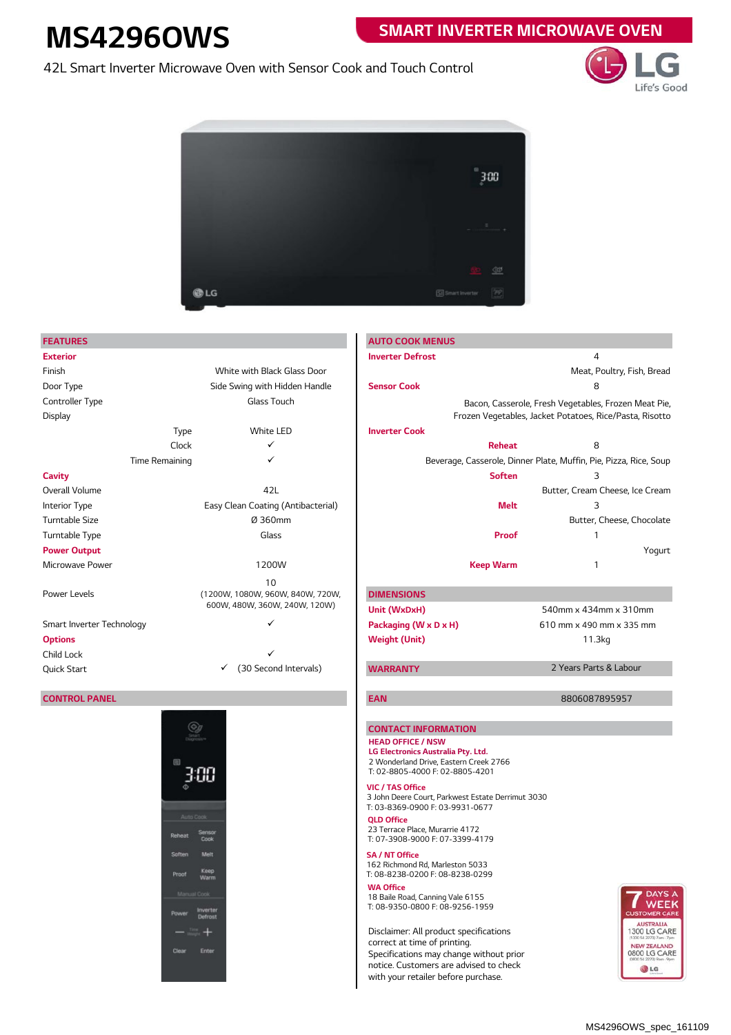# MS4296OWS

**SMART INVERTER MICROWAVE OVEN**

42L Smart Inverter Microwave Oven with Sensor Cook and Touch Control

LG Life's Good

## FEATURES

| | | |
|---|---|---|
| **Exterior** | | |
| Finish | | White with Black Glass Door |
| Door Type | | Side Swing with Hidden Handle |
| Controller Type | | Glass Touch |
| Display | | |
| | Type | White LED |
| | Clock | ✓ |
| | Time Remaining | ✓ |
| **Cavity** | | |
| Overall Volume | | 42L |
| Interior Type | | Easy Clean Coating (Antibacterial) |
| Turntable Size | | Ø 360mm |
| Turntable Type | | Glass |
| **Power Output** | | |
| Microwave Power | | 1200W |
| Power Levels | | 10 (1200W, 1080W, 960W, 840W, 720W, 600W, 480W, 360W, 240W, 120W) |
| Smart Inverter Technology | | ✓ |
| **Options** | | |
| Child Lock | | ✓ |
| Quick Start | | ✓ (30 Second Intervals) |

## CONTROL PANEL

Smart Diagnosis™

3:00

Auto Cook

Reheat | Sensor Cook

Soften | Melt

Proof | Keep Warm

Manual Cook

Power | Inverter Defrost

− Time Weight +

Clear | Enter

## AUTO COOK MENUS

| | | |
|---|---|---|
| **Inverter Defrost** | | 4 |
| | | Meat, Poultry, Fish, Bread |
| **Sensor Cook** | | 8 |
| | | Bacon, Casserole, Fresh Vegetables, Frozen Meat Pie, Frozen Vegetables, Jacket Potatoes, Rice/Pasta, Risotto |
| **Inverter Cook** | | |
| | **Reheat** | 8 |
| | | Beverage, Casserole, Dinner Plate, Muffin, Pie, Pizza, Rice, Soup |
| | **Soften** | 3 |
| | | Butter, Cream Cheese, Ice Cream |
| | **Melt** | 3 |
| | | Butter, Cheese, Chocolate |
| | **Proof** | 1 |
| | | Yogurt |
| | **Keep Warm** | 1 |

## DIMENSIONS

| | |
|---|---|
| **Unit (WxDxH)** | 540mm x 434mm x 310mm |
| **Packaging (W x D x H)** | 610 mm x 490 mm x 335 mm |
| **Weight (Unit)** | 11.3kg |

## WARRANTY

2 Years Parts & Labour

## EAN

8806087895957

## CONTACT INFORMATION

**HEAD OFFICE / NSW**
**LG Electronics Australia Pty. Ltd.**
2 Wonderland Drive, Eastern Creek 2766
T: 02-8805-4000 F: 02-8805-4201

**VIC / TAS Office**
3 John Deere Court, Parkwest Estate Derrimut 3030
T: 03-8369-0900 F: 03-9931-0677

**QLD Office**
23 Terrace Place, Murarrie 4172
T: 07-3908-9000 F: 07-3399-4179

**SA / NT Office**
162 Richmond Rd, Marleston 5033
T: 08-8238-0200 F: 08-8238-0299

**WA Office**
18 Baile Road, Canning Vale 6155
T: 08-9350-0800 F: 08-9256-1959

Disclaimer: All product specifications correct at time of printing. Specifications may change without prior notice. Customers are advised to check with your retailer before purchase.

7 DAYS A WEEK CUSTOMER CARE
AUSTRALIA 1300 LG CARE
NEW ZEALAND 0800 LG CARE

MS4296OWS_spec_161109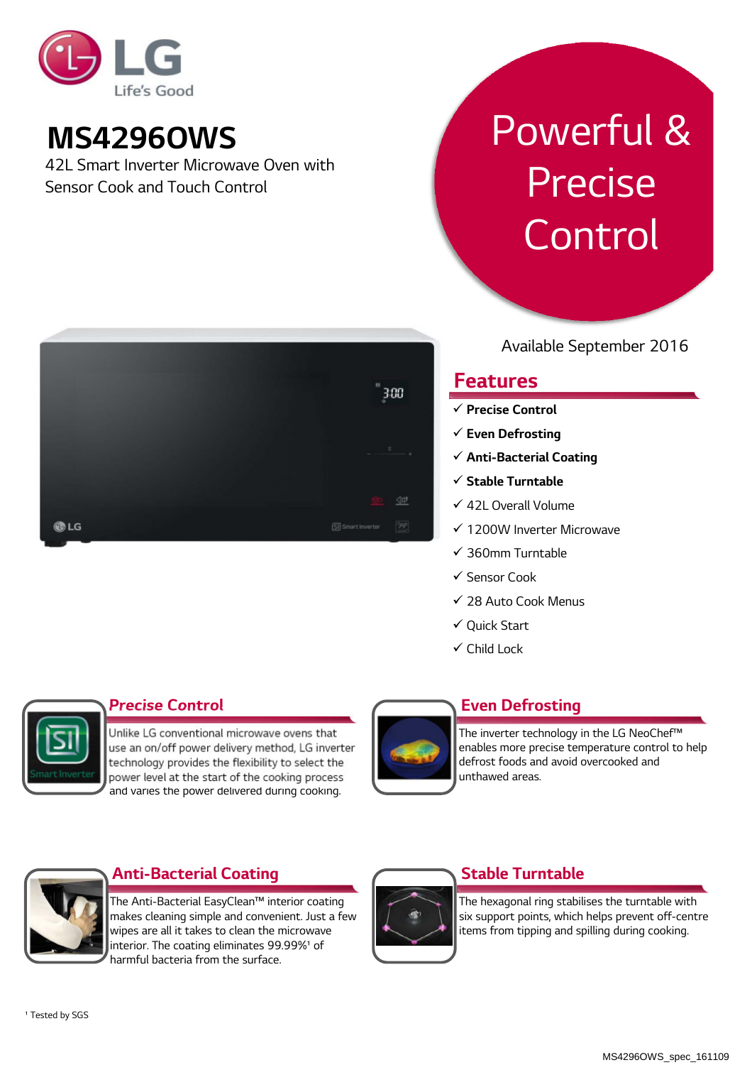# MS4296OWS

42L Smart Inverter Microwave Oven with Sensor Cook and Touch Control

Powerful & Precise Control

Available September 2016

## Features

- ✓ **Precise Control**
- ✓ **Even Defrosting**
- ✓ **Anti-Bacterial Coating**
- ✓ **Stable Turntable**
- ✓ 42L Overall Volume
- ✓ 1200W Inverter Microwave
- ✓ 360mm Turntable
- ✓ Sensor Cook
- ✓ 28 Auto Cook Menus
- ✓ Quick Start
- ✓ Child Lock

## *Precise Control*

Unlike LG conventional microwave ovens that use an on/off power delivery method, LG inverter technology provides the flexibility to select the power level at the start of the cooking process and varies the power delivered during cooking.

## Even Defrosting

The inverter technology in the LG NeoChef™ enables more precise temperature control to help defrost foods and avoid overcooked and unthawed areas.

## Anti-Bacterial Coating

The Anti-Bacterial EasyClean™ interior coating makes cleaning simple and convenient. Just a few wipes are all it takes to clean the microwave interior. The coating eliminates 99.99%[1] of harmful bacteria from the surface.

## Stable Turntable

The hexagonal ring stabilises the turntable with six support points, which helps prevent off-centre items from tipping and spilling during cooking.

[1] Tested by SGS

MS4296OWS_spec_161109